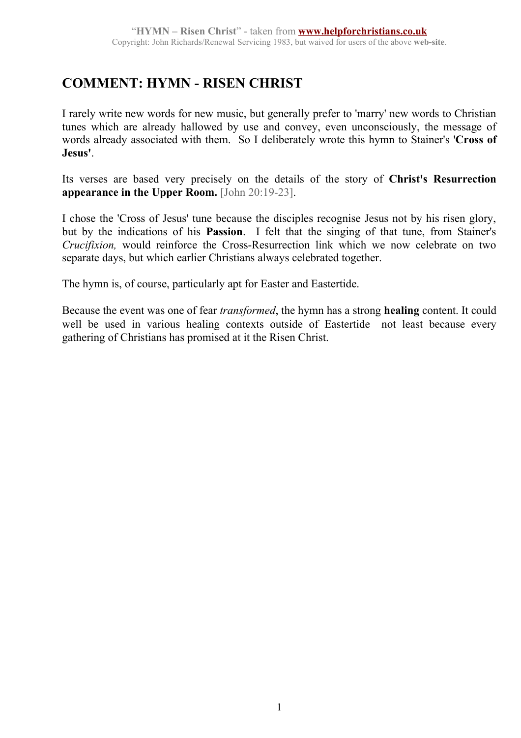# COMMENT: HYMN - RISEN CHRIST

I rarely write new words for new music, but generally prefer to 'marry' new words to Christian tunes which are already hallowed by use and convey, even unconsciously, the message of words already associated with them. So I deliberately wrote this hymn to Stainer's '**Cross of Jesus'**.

Its verses are based very precisely on the details of the story of **Christ's Resurrection appearance in the Upper Room.** [John 20:19-23].

I chose the 'Cross of Jesus' tune because the disciples recognise Jesus not by his risen glory, but by the indications of his **Passion**. I felt that the singing of that tune, from Stainer's *Crucifixion,* would reinforce the Cross-Resurrection link which we now celebrate on two separate days, but which earlier Christians always celebrated together.

The hymn is, of course, particularly apt for Easter and Eastertide.

Because the event was one of fear *transformed*, the hymn has a strong **healing** content. It could well be used in various healing contexts outside of Eastertide not least because every gathering of Christians has promised at it the Risen Christ.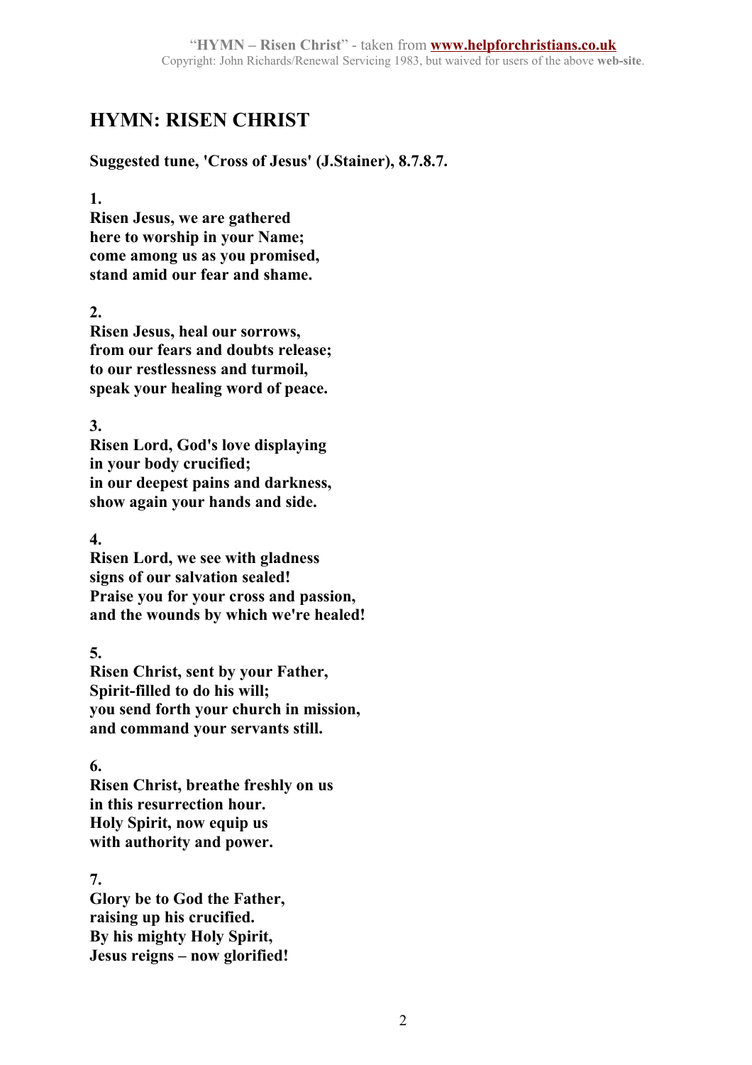# HYMN: RISEN CHRIST

**Suggested tune, 'Cross of Jesus' (J.Stainer), 8.7.8.7.**

**1.**
**Risen Jesus, we are gathered**
**here to worship in your Name;**
**come among us as you promised,**
**stand amid our fear and shame.**

**2.**
**Risen Jesus, heal our sorrows,**
**from our fears and doubts release;**
**to our restlessness and turmoil,**
**speak your healing word of peace.**

**3.**
**Risen Lord, God's love displaying**
**in your body crucified;**
**in our deepest pains and darkness,**
**show again your hands and side.**

**4.**
**Risen Lord, we see with gladness**
**signs of our salvation sealed!**
**Praise you for your cross and passion,**
**and the wounds by which we're healed!**

**5.**
**Risen Christ, sent by your Father,**
**Spirit-filled to do his will;**
**you send forth your church in mission,**
**and command your servants still.**

**6.**
**Risen Christ, breathe freshly on us**
**in this resurrection hour.**
**Holy Spirit, now equip us**
**with authority and power.**

**7.**
**Glory be to God the Father,**
**raising up his crucified.**
**By his mighty Holy Spirit,**
**Jesus reigns – now glorified!**